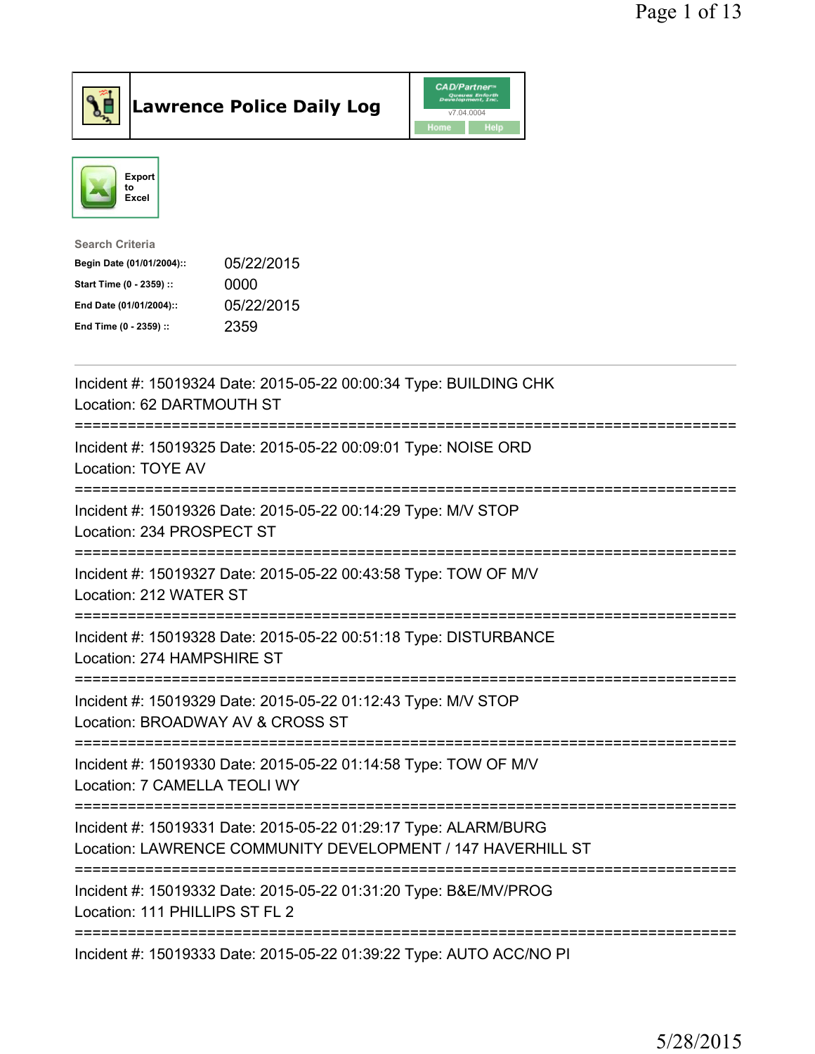# Lawrence Police Daily Log

Export to Excel

**Search Criteria**

| | |
|---|---|
| **Begin Date (01/01/2004)::** | 05/22/2015 |
| **Start Time (0 - 2359) ::** | 0000 |
| **End Date (01/01/2004)::** | 05/22/2015 |
| **End Time (0 - 2359) ::** | 2359 |

---

Incident #: 15019324 Date: 2015-05-22 00:00:34 Type: BUILDING CHK
Location: 62 DARTMOUTH ST

===========================================================================

Incident #: 15019325 Date: 2015-05-22 00:09:01 Type: NOISE ORD
Location: TOYE AV

===========================================================================

Incident #: 15019326 Date: 2015-05-22 00:14:29 Type: M/V STOP
Location: 234 PROSPECT ST

===========================================================================

Incident #: 15019327 Date: 2015-05-22 00:43:58 Type: TOW OF M/V
Location: 212 WATER ST

===========================================================================

Incident #: 15019328 Date: 2015-05-22 00:51:18 Type: DISTURBANCE
Location: 274 HAMPSHIRE ST

===========================================================================

Incident #: 15019329 Date: 2015-05-22 01:12:43 Type: M/V STOP
Location: BROADWAY AV & CROSS ST

===========================================================================

Incident #: 15019330 Date: 2015-05-22 01:14:58 Type: TOW OF M/V
Location: 7 CAMELLA TEOLI WY

===========================================================================

Incident #: 15019331 Date: 2015-05-22 01:29:17 Type: ALARM/BURG
Location: LAWRENCE COMMUNITY DEVELOPMENT / 147 HAVERHILL ST

===========================================================================

Incident #: 15019332 Date: 2015-05-22 01:31:20 Type: B&E/MV/PROG
Location: 111 PHILLIPS ST FL 2

===========================================================================

Incident #: 15019333 Date: 2015-05-22 01:39:22 Type: AUTO ACC/NO PI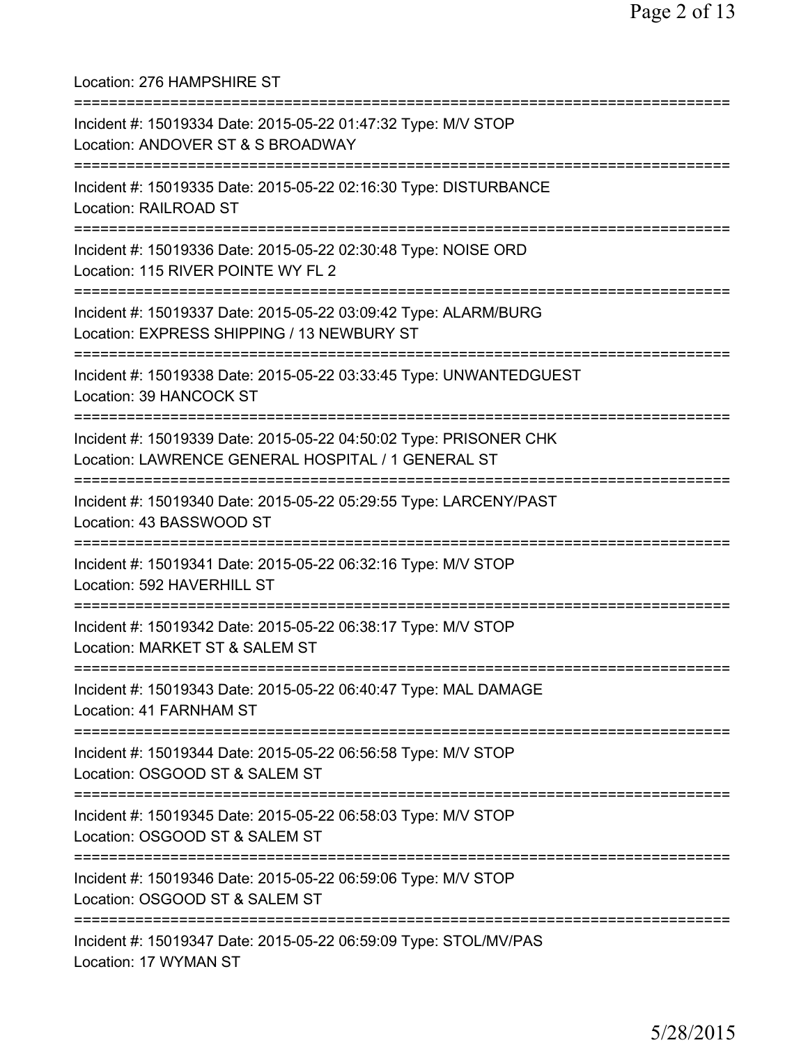Location: 276 HAMPSHIRE ST

===========================================================================

Incident #: 15019334 Date: 2015-05-22 01:47:32 Type: M/V STOP
Location: ANDOVER ST & S BROADWAY

===========================================================================

Incident #: 15019335 Date: 2015-05-22 02:16:30 Type: DISTURBANCE
Location: RAILROAD ST

===========================================================================

Incident #: 15019336 Date: 2015-05-22 02:30:48 Type: NOISE ORD
Location: 115 RIVER POINTE WY FL 2

===========================================================================

Incident #: 15019337 Date: 2015-05-22 03:09:42 Type: ALARM/BURG
Location: EXPRESS SHIPPING / 13 NEWBURY ST

===========================================================================

Incident #: 15019338 Date: 2015-05-22 03:33:45 Type: UNWANTEDGUEST
Location: 39 HANCOCK ST

===========================================================================

Incident #: 15019339 Date: 2015-05-22 04:50:02 Type: PRISONER CHK
Location: LAWRENCE GENERAL HOSPITAL / 1 GENERAL ST

===========================================================================

Incident #: 15019340 Date: 2015-05-22 05:29:55 Type: LARCENY/PAST
Location: 43 BASSWOOD ST

===========================================================================

Incident #: 15019341 Date: 2015-05-22 06:32:16 Type: M/V STOP
Location: 592 HAVERHILL ST

===========================================================================

Incident #: 15019342 Date: 2015-05-22 06:38:17 Type: M/V STOP
Location: MARKET ST & SALEM ST

===========================================================================

Incident #: 15019343 Date: 2015-05-22 06:40:47 Type: MAL DAMAGE
Location: 41 FARNHAM ST

===========================================================================

Incident #: 15019344 Date: 2015-05-22 06:56:58 Type: M/V STOP
Location: OSGOOD ST & SALEM ST

===========================================================================

Incident #: 15019345 Date: 2015-05-22 06:58:03 Type: M/V STOP
Location: OSGOOD ST & SALEM ST

===========================================================================

Incident #: 15019346 Date: 2015-05-22 06:59:06 Type: M/V STOP
Location: OSGOOD ST & SALEM ST

===========================================================================

Incident #: 15019347 Date: 2015-05-22 06:59:09 Type: STOL/MV/PAS
Location: 17 WYMAN ST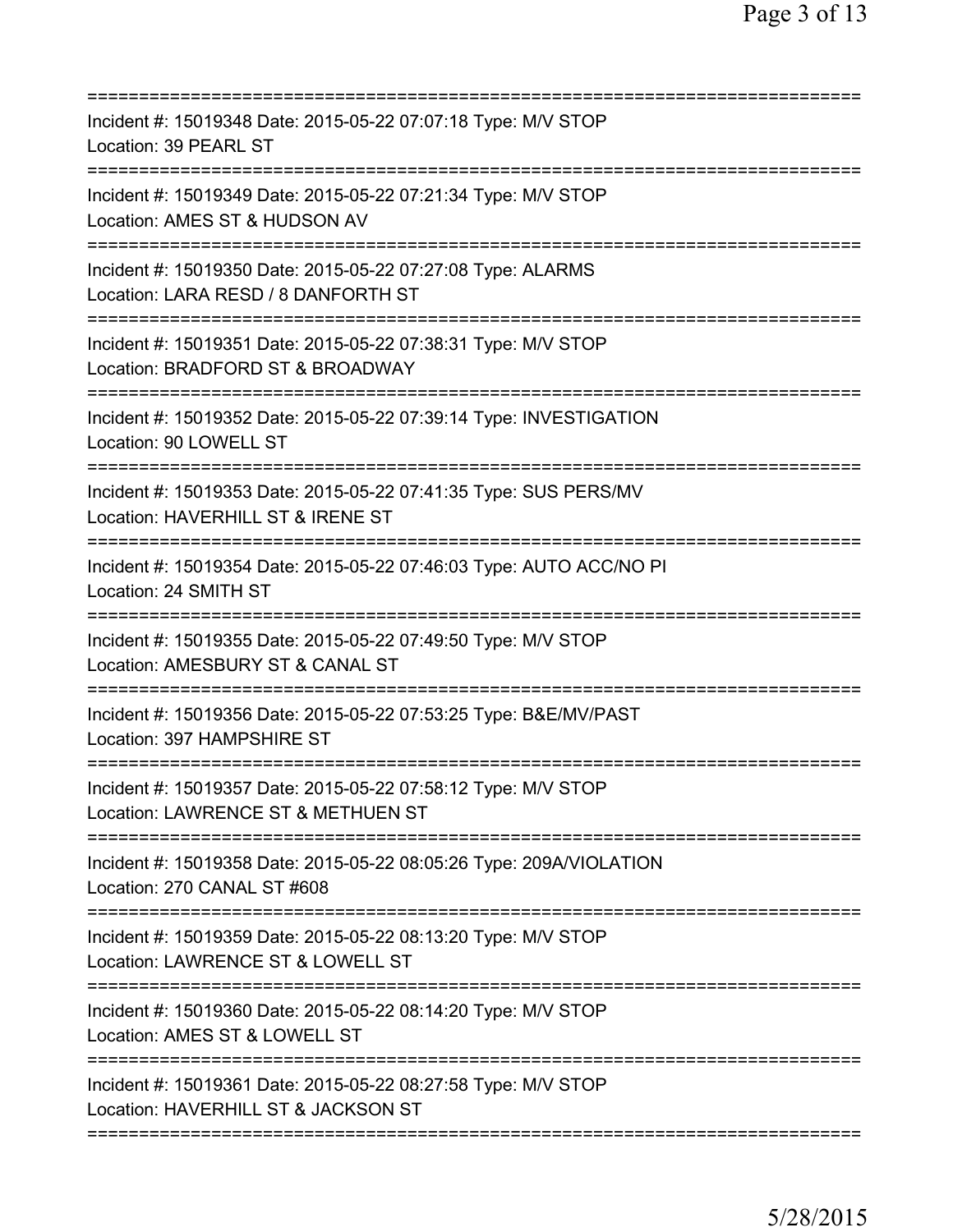===========================================================================
Incident #: 15019348 Date: 2015-05-22 07:07:18 Type: M/V STOP
Location: 39 PEARL ST
===========================================================================
Incident #: 15019349 Date: 2015-05-22 07:21:34 Type: M/V STOP
Location: AMES ST & HUDSON AV
===========================================================================
Incident #: 15019350 Date: 2015-05-22 07:27:08 Type: ALARMS
Location: LARA RESD / 8 DANFORTH ST
===========================================================================
Incident #: 15019351 Date: 2015-05-22 07:38:31 Type: M/V STOP
Location: BRADFORD ST & BROADWAY
===========================================================================
Incident #: 15019352 Date: 2015-05-22 07:39:14 Type: INVESTIGATION
Location: 90 LOWELL ST
===========================================================================
Incident #: 15019353 Date: 2015-05-22 07:41:35 Type: SUS PERS/MV
Location: HAVERHILL ST & IRENE ST
===========================================================================
Incident #: 15019354 Date: 2015-05-22 07:46:03 Type: AUTO ACC/NO PI
Location: 24 SMITH ST
===========================================================================
Incident #: 15019355 Date: 2015-05-22 07:49:50 Type: M/V STOP
Location: AMESBURY ST & CANAL ST
===========================================================================
Incident #: 15019356 Date: 2015-05-22 07:53:25 Type: B&E/MV/PAST
Location: 397 HAMPSHIRE ST
===========================================================================
Incident #: 15019357 Date: 2015-05-22 07:58:12 Type: M/V STOP
Location: LAWRENCE ST & METHUEN ST
===========================================================================
Incident #: 15019358 Date: 2015-05-22 08:05:26 Type: 209A/VIOLATION
Location: 270 CANAL ST #608
===========================================================================
Incident #: 15019359 Date: 2015-05-22 08:13:20 Type: M/V STOP
Location: LAWRENCE ST & LOWELL ST
===========================================================================
Incident #: 15019360 Date: 2015-05-22 08:14:20 Type: M/V STOP
Location: AMES ST & LOWELL ST
===========================================================================
Incident #: 15019361 Date: 2015-05-22 08:27:58 Type: M/V STOP
Location: HAVERHILL ST & JACKSON ST
===========================================================================

5/28/2015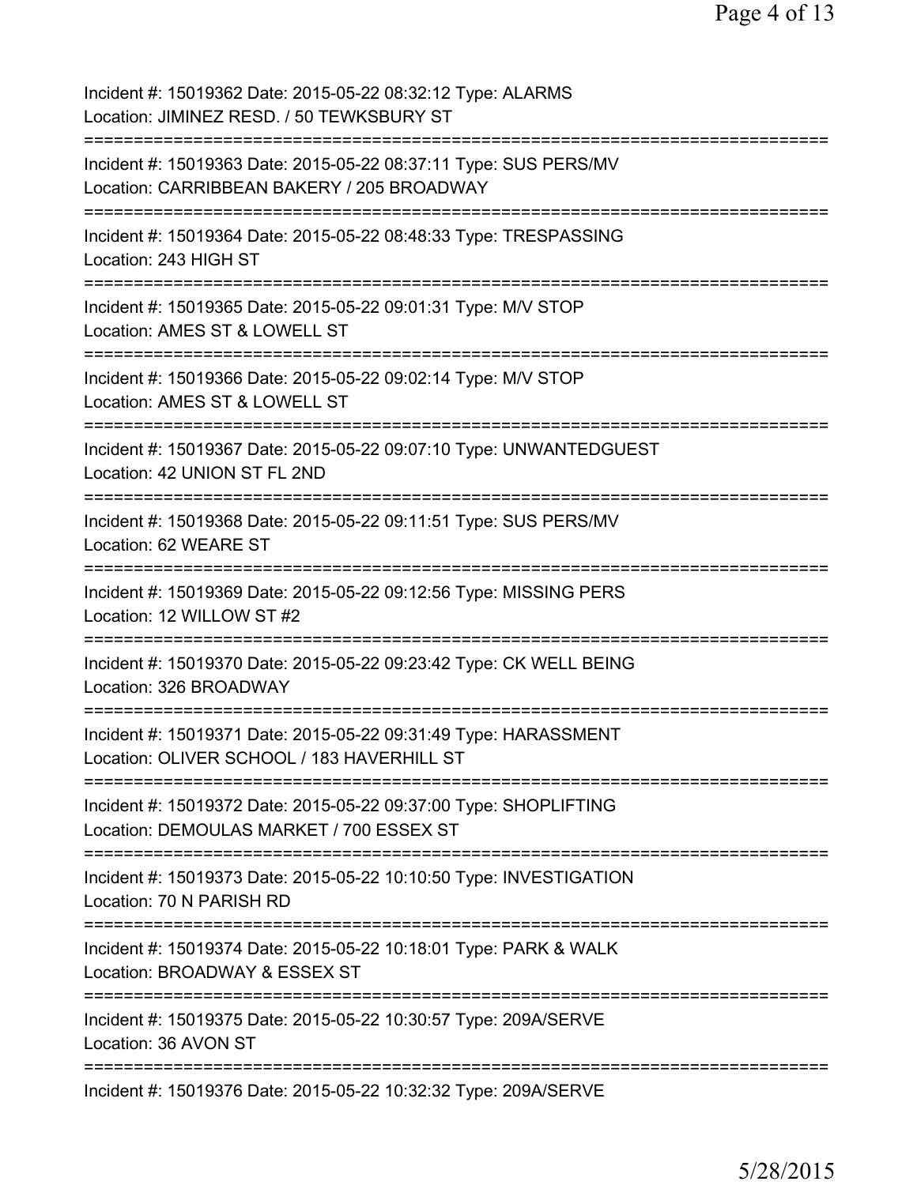Incident #: 15019362 Date: 2015-05-22 08:32:12 Type: ALARMS
Location: JIMINEZ RESD. / 50 TEWKSBURY ST

===========================================================================

Incident #: 15019363 Date: 2015-05-22 08:37:11 Type: SUS PERS/MV
Location: CARRIBBEAN BAKERY / 205 BROADWAY

===========================================================================

Incident #: 15019364 Date: 2015-05-22 08:48:33 Type: TRESPASSING
Location: 243 HIGH ST

===========================================================================

Incident #: 15019365 Date: 2015-05-22 09:01:31 Type: M/V STOP
Location: AMES ST & LOWELL ST

===========================================================================

Incident #: 15019366 Date: 2015-05-22 09:02:14 Type: M/V STOP
Location: AMES ST & LOWELL ST

===========================================================================

Incident #: 15019367 Date: 2015-05-22 09:07:10 Type: UNWANTEDGUEST
Location: 42 UNION ST FL 2ND

===========================================================================

Incident #: 15019368 Date: 2015-05-22 09:11:51 Type: SUS PERS/MV
Location: 62 WEARE ST

===========================================================================

Incident #: 15019369 Date: 2015-05-22 09:12:56 Type: MISSING PERS
Location: 12 WILLOW ST #2

===========================================================================

Incident #: 15019370 Date: 2015-05-22 09:23:42 Type: CK WELL BEING
Location: 326 BROADWAY

===========================================================================

Incident #: 15019371 Date: 2015-05-22 09:31:49 Type: HARASSMENT
Location: OLIVER SCHOOL / 183 HAVERHILL ST

===========================================================================

Incident #: 15019372 Date: 2015-05-22 09:37:00 Type: SHOPLIFTING
Location: DEMOULAS MARKET / 700 ESSEX ST

===========================================================================

Incident #: 15019373 Date: 2015-05-22 10:10:50 Type: INVESTIGATION
Location: 70 N PARISH RD

===========================================================================

Incident #: 15019374 Date: 2015-05-22 10:18:01 Type: PARK & WALK
Location: BROADWAY & ESSEX ST

===========================================================================

Incident #: 15019375 Date: 2015-05-22 10:30:57 Type: 209A/SERVE
Location: 36 AVON ST

===========================================================================

Incident #: 15019376 Date: 2015-05-22 10:32:32 Type: 209A/SERVE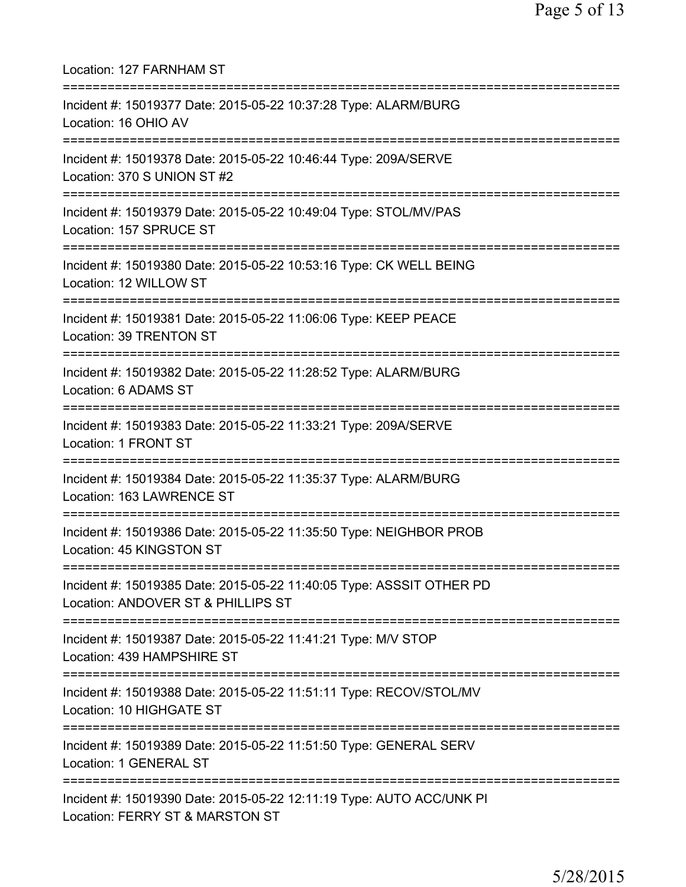Location: 127 FARNHAM ST

===========================================================================

Incident #: 15019377 Date: 2015-05-22 10:37:28 Type: ALARM/BURG
Location: 16 OHIO AV

===========================================================================

Incident #: 15019378 Date: 2015-05-22 10:46:44 Type: 209A/SERVE
Location: 370 S UNION ST #2

===========================================================================

Incident #: 15019379 Date: 2015-05-22 10:49:04 Type: STOL/MV/PAS
Location: 157 SPRUCE ST

===========================================================================

Incident #: 15019380 Date: 2015-05-22 10:53:16 Type: CK WELL BEING
Location: 12 WILLOW ST

===========================================================================

Incident #: 15019381 Date: 2015-05-22 11:06:06 Type: KEEP PEACE
Location: 39 TRENTON ST

===========================================================================

Incident #: 15019382 Date: 2015-05-22 11:28:52 Type: ALARM/BURG
Location: 6 ADAMS ST

===========================================================================

Incident #: 15019383 Date: 2015-05-22 11:33:21 Type: 209A/SERVE
Location: 1 FRONT ST

===========================================================================

Incident #: 15019384 Date: 2015-05-22 11:35:37 Type: ALARM/BURG
Location: 163 LAWRENCE ST

===========================================================================

Incident #: 15019386 Date: 2015-05-22 11:35:50 Type: NEIGHBOR PROB
Location: 45 KINGSTON ST

===========================================================================

Incident #: 15019385 Date: 2015-05-22 11:40:05 Type: ASSSIT OTHER PD
Location: ANDOVER ST & PHILLIPS ST

===========================================================================

Incident #: 15019387 Date: 2015-05-22 11:41:21 Type: M/V STOP
Location: 439 HAMPSHIRE ST

===========================================================================

Incident #: 15019388 Date: 2015-05-22 11:51:11 Type: RECOV/STOL/MV
Location: 10 HIGHGATE ST

===========================================================================

Incident #: 15019389 Date: 2015-05-22 11:51:50 Type: GENERAL SERV
Location: 1 GENERAL ST

===========================================================================

Incident #: 15019390 Date: 2015-05-22 12:11:19 Type: AUTO ACC/UNK PI
Location: FERRY ST & MARSTON ST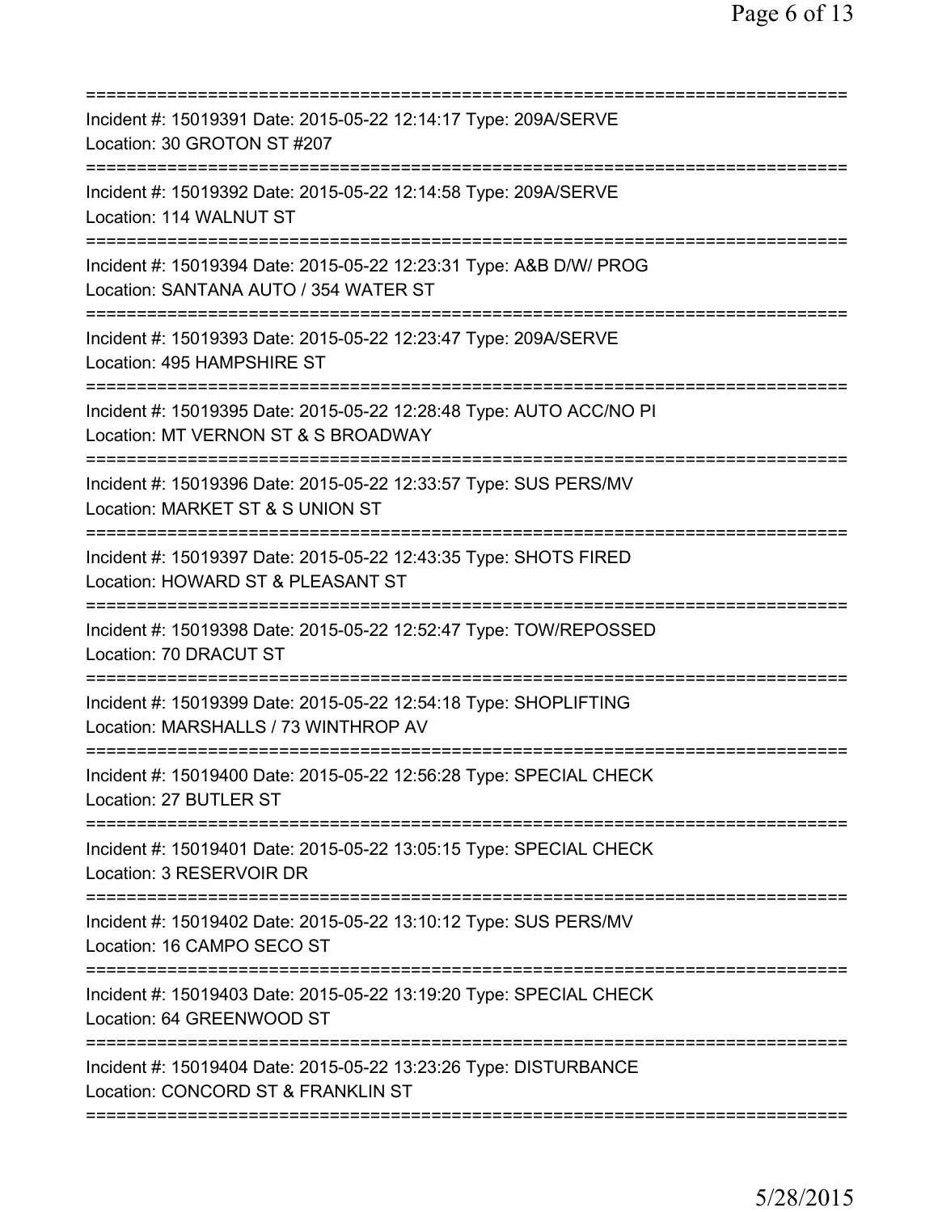===========================================================================
Incident #: 15019391 Date: 2015-05-22 12:14:17 Type: 209A/SERVE
Location: 30 GROTON ST #207
===========================================================================
Incident #: 15019392 Date: 2015-05-22 12:14:58 Type: 209A/SERVE
Location: 114 WALNUT ST
===========================================================================
Incident #: 15019394 Date: 2015-05-22 12:23:31 Type: A&B D/W/ PROG
Location: SANTANA AUTO / 354 WATER ST
===========================================================================
Incident #: 15019393 Date: 2015-05-22 12:23:47 Type: 209A/SERVE
Location: 495 HAMPSHIRE ST
===========================================================================
Incident #: 15019395 Date: 2015-05-22 12:28:48 Type: AUTO ACC/NO PI
Location: MT VERNON ST & S BROADWAY
===========================================================================
Incident #: 15019396 Date: 2015-05-22 12:33:57 Type: SUS PERS/MV
Location: MARKET ST & S UNION ST
===========================================================================
Incident #: 15019397 Date: 2015-05-22 12:43:35 Type: SHOTS FIRED
Location: HOWARD ST & PLEASANT ST
===========================================================================
Incident #: 15019398 Date: 2015-05-22 12:52:47 Type: TOW/REPOSSED
Location: 70 DRACUT ST
===========================================================================
Incident #: 15019399 Date: 2015-05-22 12:54:18 Type: SHOPLIFTING
Location: MARSHALLS / 73 WINTHROP AV
===========================================================================
Incident #: 15019400 Date: 2015-05-22 12:56:28 Type: SPECIAL CHECK
Location: 27 BUTLER ST
===========================================================================
Incident #: 15019401 Date: 2015-05-22 13:05:15 Type: SPECIAL CHECK
Location: 3 RESERVOIR DR
===========================================================================
Incident #: 15019402 Date: 2015-05-22 13:10:12 Type: SUS PERS/MV
Location: 16 CAMPO SECO ST
===========================================================================
Incident #: 15019403 Date: 2015-05-22 13:19:20 Type: SPECIAL CHECK
Location: 64 GREENWOOD ST
===========================================================================
Incident #: 15019404 Date: 2015-05-22 13:23:26 Type: DISTURBANCE
Location: CONCORD ST & FRANKLIN ST
===========================================================================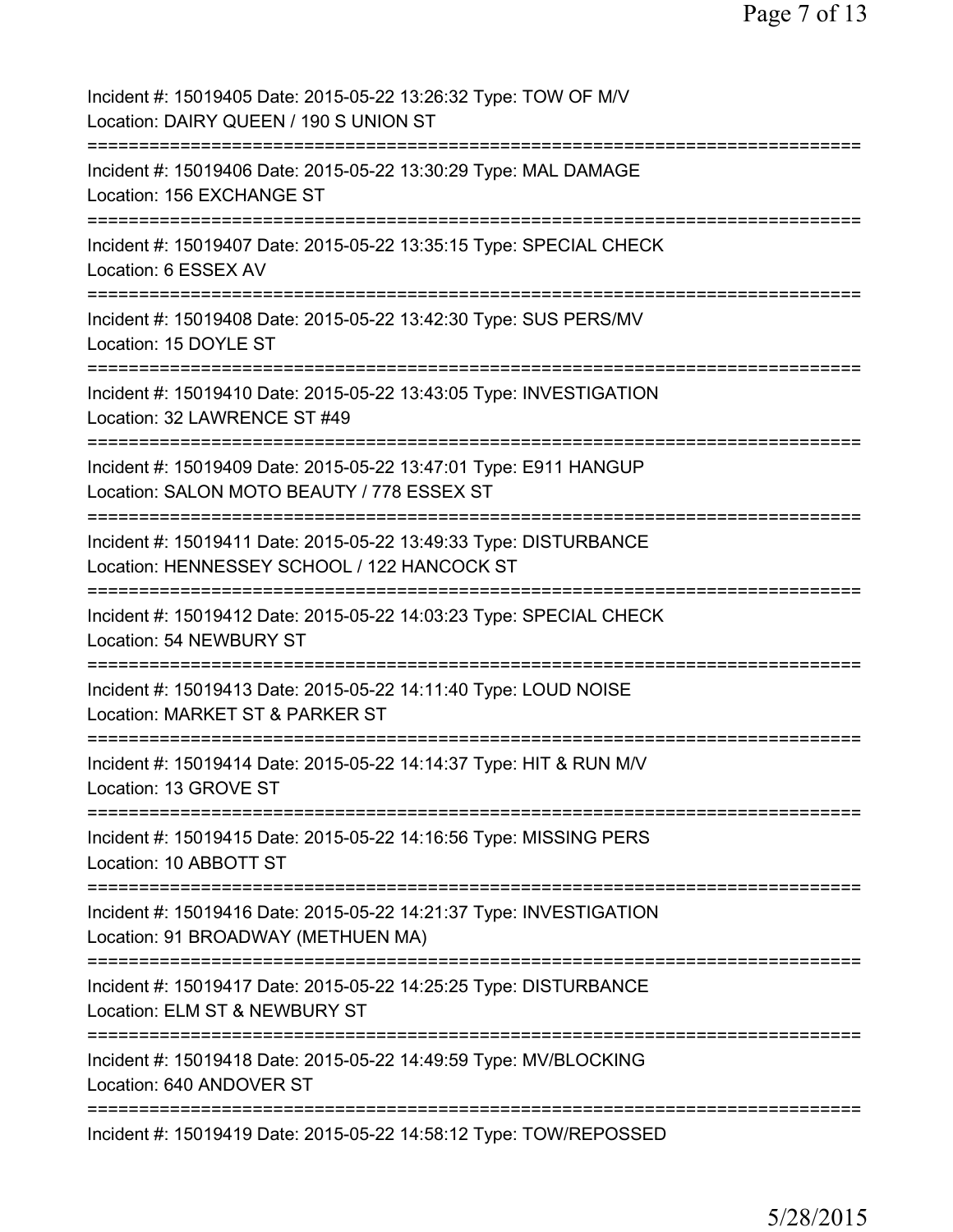Incident #: 15019405 Date: 2015-05-22 13:26:32 Type: TOW OF M/V
Location: DAIRY QUEEN / 190 S UNION ST
===========================================================================
Incident #: 15019406 Date: 2015-05-22 13:30:29 Type: MAL DAMAGE
Location: 156 EXCHANGE ST
===========================================================================
Incident #: 15019407 Date: 2015-05-22 13:35:15 Type: SPECIAL CHECK
Location: 6 ESSEX AV
===========================================================================
Incident #: 15019408 Date: 2015-05-22 13:42:30 Type: SUS PERS/MV
Location: 15 DOYLE ST
===========================================================================
Incident #: 15019410 Date: 2015-05-22 13:43:05 Type: INVESTIGATION
Location: 32 LAWRENCE ST #49
===========================================================================
Incident #: 15019409 Date: 2015-05-22 13:47:01 Type: E911 HANGUP
Location: SALON MOTO BEAUTY / 778 ESSEX ST
===========================================================================
Incident #: 15019411 Date: 2015-05-22 13:49:33 Type: DISTURBANCE
Location: HENNESSEY SCHOOL / 122 HANCOCK ST
===========================================================================
Incident #: 15019412 Date: 2015-05-22 14:03:23 Type: SPECIAL CHECK
Location: 54 NEWBURY ST
===========================================================================
Incident #: 15019413 Date: 2015-05-22 14:11:40 Type: LOUD NOISE
Location: MARKET ST & PARKER ST
===========================================================================
Incident #: 15019414 Date: 2015-05-22 14:14:37 Type: HIT & RUN M/V
Location: 13 GROVE ST
===========================================================================
Incident #: 15019415 Date: 2015-05-22 14:16:56 Type: MISSING PERS
Location: 10 ABBOTT ST
===========================================================================
Incident #: 15019416 Date: 2015-05-22 14:21:37 Type: INVESTIGATION
Location: 91 BROADWAY (METHUEN MA)
===========================================================================
Incident #: 15019417 Date: 2015-05-22 14:25:25 Type: DISTURBANCE
Location: ELM ST & NEWBURY ST
===========================================================================
Incident #: 15019418 Date: 2015-05-22 14:49:59 Type: MV/BLOCKING
Location: 640 ANDOVER ST
===========================================================================
Incident #: 15019419 Date: 2015-05-22 14:58:12 Type: TOW/REPOSSED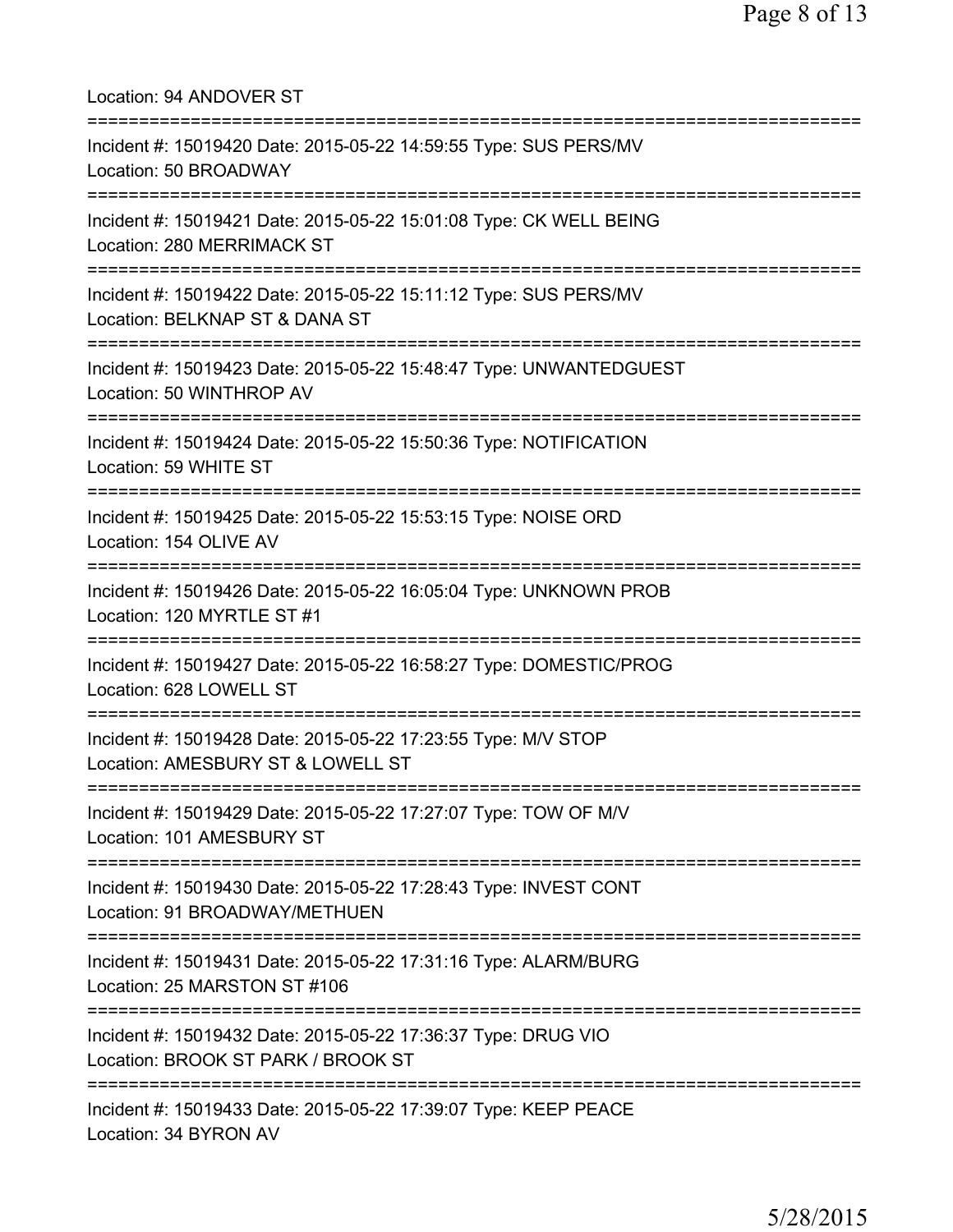Location: 94 ANDOVER ST

===========================================================================

Incident #: 15019420 Date: 2015-05-22 14:59:55 Type: SUS PERS/MV
Location: 50 BROADWAY

===========================================================================

Incident #: 15019421 Date: 2015-05-22 15:01:08 Type: CK WELL BEING
Location: 280 MERRIMACK ST

===========================================================================

Incident #: 15019422 Date: 2015-05-22 15:11:12 Type: SUS PERS/MV
Location: BELKNAP ST & DANA ST

===========================================================================

Incident #: 15019423 Date: 2015-05-22 15:48:47 Type: UNWANTEDGUEST
Location: 50 WINTHROP AV

===========================================================================

Incident #: 15019424 Date: 2015-05-22 15:50:36 Type: NOTIFICATION
Location: 59 WHITE ST

===========================================================================

Incident #: 15019425 Date: 2015-05-22 15:53:15 Type: NOISE ORD
Location: 154 OLIVE AV

===========================================================================

Incident #: 15019426 Date: 2015-05-22 16:05:04 Type: UNKNOWN PROB
Location: 120 MYRTLE ST #1

===========================================================================

Incident #: 15019427 Date: 2015-05-22 16:58:27 Type: DOMESTIC/PROG
Location: 628 LOWELL ST

===========================================================================

Incident #: 15019428 Date: 2015-05-22 17:23:55 Type: M/V STOP
Location: AMESBURY ST & LOWELL ST

===========================================================================

Incident #: 15019429 Date: 2015-05-22 17:27:07 Type: TOW OF M/V
Location: 101 AMESBURY ST

===========================================================================

Incident #: 15019430 Date: 2015-05-22 17:28:43 Type: INVEST CONT
Location: 91 BROADWAY/METHUEN

===========================================================================

Incident #: 15019431 Date: 2015-05-22 17:31:16 Type: ALARM/BURG
Location: 25 MARSTON ST #106

===========================================================================

Incident #: 15019432 Date: 2015-05-22 17:36:37 Type: DRUG VIO
Location: BROOK ST PARK / BROOK ST

===========================================================================

Incident #: 15019433 Date: 2015-05-22 17:39:07 Type: KEEP PEACE
Location: 34 BYRON AV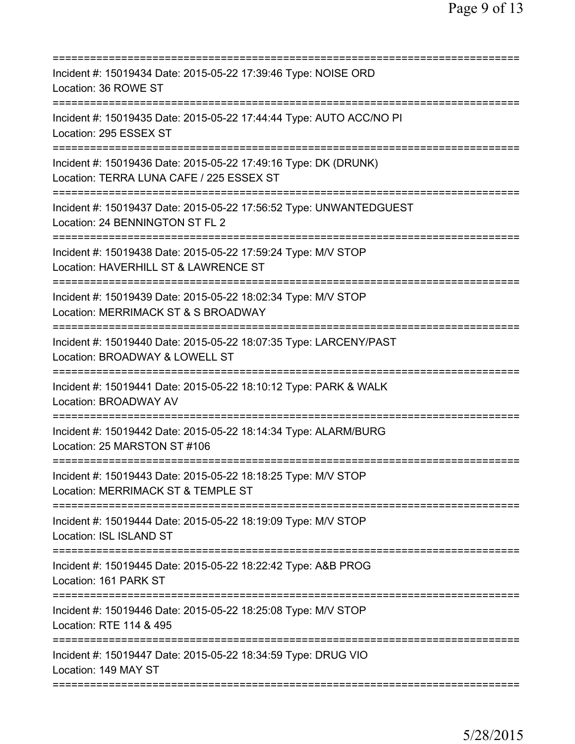===========================================================================
Incident #: 15019434 Date: 2015-05-22 17:39:46 Type: NOISE ORD
Location: 36 ROWE ST
===========================================================================
Incident #: 15019435 Date: 2015-05-22 17:44:44 Type: AUTO ACC/NO PI
Location: 295 ESSEX ST
===========================================================================
Incident #: 15019436 Date: 2015-05-22 17:49:16 Type: DK (DRUNK)
Location: TERRA LUNA CAFE / 225 ESSEX ST
===========================================================================
Incident #: 15019437 Date: 2015-05-22 17:56:52 Type: UNWANTEDGUEST
Location: 24 BENNINGTON ST FL 2
===========================================================================
Incident #: 15019438 Date: 2015-05-22 17:59:24 Type: M/V STOP
Location: HAVERHILL ST & LAWRENCE ST
===========================================================================
Incident #: 15019439 Date: 2015-05-22 18:02:34 Type: M/V STOP
Location: MERRIMACK ST & S BROADWAY
===========================================================================
Incident #: 15019440 Date: 2015-05-22 18:07:35 Type: LARCENY/PAST
Location: BROADWAY & LOWELL ST
===========================================================================
Incident #: 15019441 Date: 2015-05-22 18:10:12 Type: PARK & WALK
Location: BROADWAY AV
===========================================================================
Incident #: 15019442 Date: 2015-05-22 18:14:34 Type: ALARM/BURG
Location: 25 MARSTON ST #106
===========================================================================
Incident #: 15019443 Date: 2015-05-22 18:18:25 Type: M/V STOP
Location: MERRIMACK ST & TEMPLE ST
===========================================================================
Incident #: 15019444 Date: 2015-05-22 18:19:09 Type: M/V STOP
Location: ISL ISLAND ST
===========================================================================
Incident #: 15019445 Date: 2015-05-22 18:22:42 Type: A&B PROG
Location: 161 PARK ST
===========================================================================
Incident #: 15019446 Date: 2015-05-22 18:25:08 Type: M/V STOP
Location: RTE 114 & 495
===========================================================================
Incident #: 15019447 Date: 2015-05-22 18:34:59 Type: DRUG VIO
Location: 149 MAY ST
===========================================================================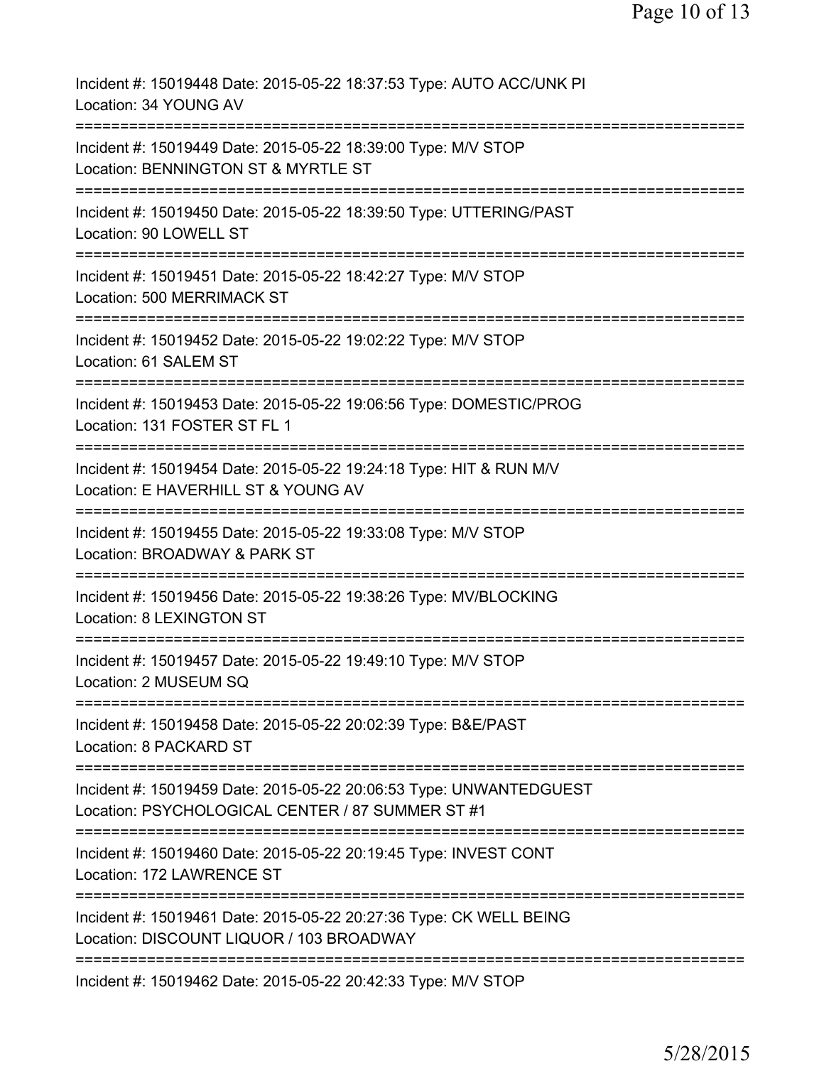Incident #: 15019448 Date: 2015-05-22 18:37:53 Type: AUTO ACC/UNK PI
Location: 34 YOUNG AV

===========================================================================

Incident #: 15019449 Date: 2015-05-22 18:39:00 Type: M/V STOP
Location: BENNINGTON ST & MYRTLE ST

===========================================================================

Incident #: 15019450 Date: 2015-05-22 18:39:50 Type: UTTERING/PAST
Location: 90 LOWELL ST

===========================================================================

Incident #: 15019451 Date: 2015-05-22 18:42:27 Type: M/V STOP
Location: 500 MERRIMACK ST

===========================================================================

Incident #: 15019452 Date: 2015-05-22 19:02:22 Type: M/V STOP
Location: 61 SALEM ST

===========================================================================

Incident #: 15019453 Date: 2015-05-22 19:06:56 Type: DOMESTIC/PROG
Location: 131 FOSTER ST FL 1

===========================================================================

Incident #: 15019454 Date: 2015-05-22 19:24:18 Type: HIT & RUN M/V
Location: E HAVERHILL ST & YOUNG AV

===========================================================================

Incident #: 15019455 Date: 2015-05-22 19:33:08 Type: M/V STOP
Location: BROADWAY & PARK ST

===========================================================================

Incident #: 15019456 Date: 2015-05-22 19:38:26 Type: MV/BLOCKING
Location: 8 LEXINGTON ST

===========================================================================

Incident #: 15019457 Date: 2015-05-22 19:49:10 Type: M/V STOP
Location: 2 MUSEUM SQ

===========================================================================

Incident #: 15019458 Date: 2015-05-22 20:02:39 Type: B&E/PAST
Location: 8 PACKARD ST

===========================================================================

Incident #: 15019459 Date: 2015-05-22 20:06:53 Type: UNWANTEDGUEST
Location: PSYCHOLOGICAL CENTER / 87 SUMMER ST #1

===========================================================================

Incident #: 15019460 Date: 2015-05-22 20:19:45 Type: INVEST CONT
Location: 172 LAWRENCE ST

===========================================================================

Incident #: 15019461 Date: 2015-05-22 20:27:36 Type: CK WELL BEING
Location: DISCOUNT LIQUOR / 103 BROADWAY

===========================================================================

Incident #: 15019462 Date: 2015-05-22 20:42:33 Type: M/V STOP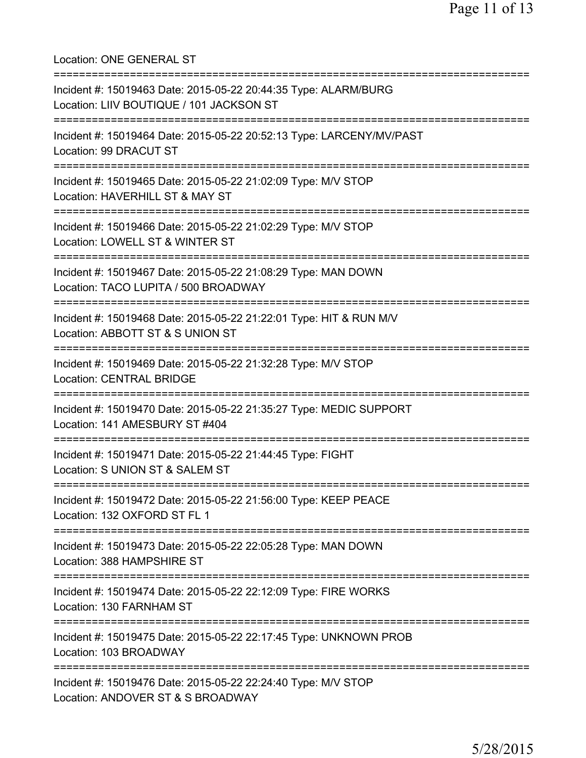Location: ONE GENERAL ST

===========================================================================

Incident #: 15019463 Date: 2015-05-22 20:44:35 Type: ALARM/BURG
Location: LIIV BOUTIQUE / 101 JACKSON ST

===========================================================================

Incident #: 15019464 Date: 2015-05-22 20:52:13 Type: LARCENY/MV/PAST
Location: 99 DRACUT ST

===========================================================================

Incident #: 15019465 Date: 2015-05-22 21:02:09 Type: M/V STOP
Location: HAVERHILL ST & MAY ST

===========================================================================

Incident #: 15019466 Date: 2015-05-22 21:02:29 Type: M/V STOP
Location: LOWELL ST & WINTER ST

===========================================================================

Incident #: 15019467 Date: 2015-05-22 21:08:29 Type: MAN DOWN
Location: TACO LUPITA / 500 BROADWAY

===========================================================================

Incident #: 15019468 Date: 2015-05-22 21:22:01 Type: HIT & RUN M/V
Location: ABBOTT ST & S UNION ST

===========================================================================

Incident #: 15019469 Date: 2015-05-22 21:32:28 Type: M/V STOP
Location: CENTRAL BRIDGE

===========================================================================

Incident #: 15019470 Date: 2015-05-22 21:35:27 Type: MEDIC SUPPORT
Location: 141 AMESBURY ST #404

===========================================================================

Incident #: 15019471 Date: 2015-05-22 21:44:45 Type: FIGHT
Location: S UNION ST & SALEM ST

===========================================================================

Incident #: 15019472 Date: 2015-05-22 21:56:00 Type: KEEP PEACE
Location: 132 OXFORD ST FL 1

===========================================================================

Incident #: 15019473 Date: 2015-05-22 22:05:28 Type: MAN DOWN
Location: 388 HAMPSHIRE ST

===========================================================================

Incident #: 15019474 Date: 2015-05-22 22:12:09 Type: FIRE WORKS
Location: 130 FARNHAM ST

===========================================================================

Incident #: 15019475 Date: 2015-05-22 22:17:45 Type: UNKNOWN PROB
Location: 103 BROADWAY

===========================================================================

Incident #: 15019476 Date: 2015-05-22 22:24:40 Type: M/V STOP
Location: ANDOVER ST & S BROADWAY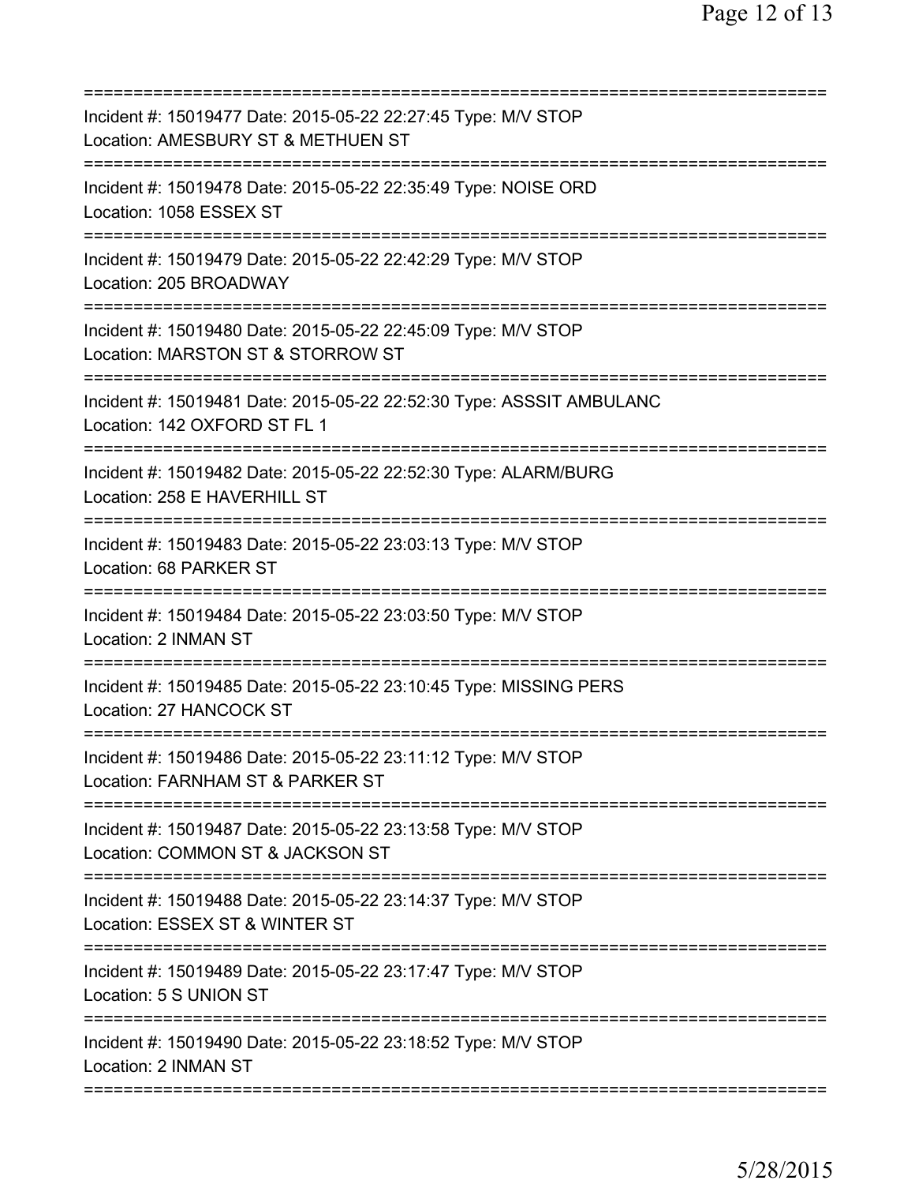===========================================================================
Incident #: 15019477 Date: 2015-05-22 22:27:45 Type: M/V STOP
Location: AMESBURY ST & METHUEN ST
===========================================================================
Incident #: 15019478 Date: 2015-05-22 22:35:49 Type: NOISE ORD
Location: 1058 ESSEX ST
===========================================================================
Incident #: 15019479 Date: 2015-05-22 22:42:29 Type: M/V STOP
Location: 205 BROADWAY
===========================================================================
Incident #: 15019480 Date: 2015-05-22 22:45:09 Type: M/V STOP
Location: MARSTON ST & STORROW ST
===========================================================================
Incident #: 15019481 Date: 2015-05-22 22:52:30 Type: ASSSIT AMBULANC
Location: 142 OXFORD ST FL 1
===========================================================================
Incident #: 15019482 Date: 2015-05-22 22:52:30 Type: ALARM/BURG
Location: 258 E HAVERHILL ST
===========================================================================
Incident #: 15019483 Date: 2015-05-22 23:03:13 Type: M/V STOP
Location: 68 PARKER ST
===========================================================================
Incident #: 15019484 Date: 2015-05-22 23:03:50 Type: M/V STOP
Location: 2 INMAN ST
===========================================================================
Incident #: 15019485 Date: 2015-05-22 23:10:45 Type: MISSING PERS
Location: 27 HANCOCK ST
===========================================================================
Incident #: 15019486 Date: 2015-05-22 23:11:12 Type: M/V STOP
Location: FARNHAM ST & PARKER ST
===========================================================================
Incident #: 15019487 Date: 2015-05-22 23:13:58 Type: M/V STOP
Location: COMMON ST & JACKSON ST
===========================================================================
Incident #: 15019488 Date: 2015-05-22 23:14:37 Type: M/V STOP
Location: ESSEX ST & WINTER ST
===========================================================================
Incident #: 15019489 Date: 2015-05-22 23:17:47 Type: M/V STOP
Location: 5 S UNION ST
===========================================================================
Incident #: 15019490 Date: 2015-05-22 23:18:52 Type: M/V STOP
Location: 2 INMAN ST
===========================================================================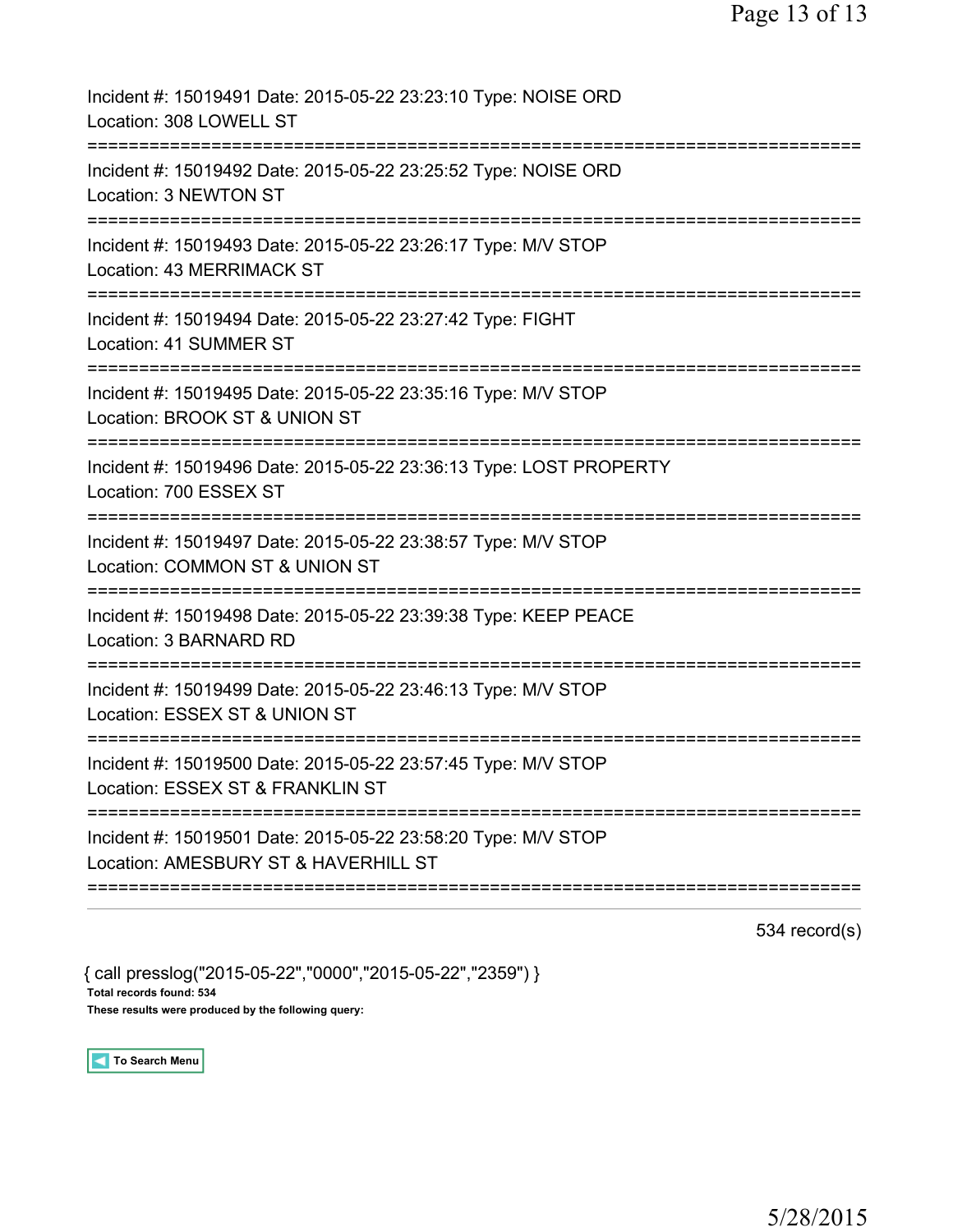Incident #: 15019491 Date: 2015-05-22 23:23:10 Type: NOISE ORD
Location: 308 LOWELL ST

===========================================================================

Incident #: 15019492 Date: 2015-05-22 23:25:52 Type: NOISE ORD
Location: 3 NEWTON ST

===========================================================================

Incident #: 15019493 Date: 2015-05-22 23:26:17 Type: M/V STOP
Location: 43 MERRIMACK ST

===========================================================================

Incident #: 15019494 Date: 2015-05-22 23:27:42 Type: FIGHT
Location: 41 SUMMER ST

===========================================================================

Incident #: 15019495 Date: 2015-05-22 23:35:16 Type: M/V STOP
Location: BROOK ST & UNION ST

===========================================================================

Incident #: 15019496 Date: 2015-05-22 23:36:13 Type: LOST PROPERTY
Location: 700 ESSEX ST

===========================================================================

Incident #: 15019497 Date: 2015-05-22 23:38:57 Type: M/V STOP
Location: COMMON ST & UNION ST

===========================================================================

Incident #: 15019498 Date: 2015-05-22 23:39:38 Type: KEEP PEACE
Location: 3 BARNARD RD

===========================================================================

Incident #: 15019499 Date: 2015-05-22 23:46:13 Type: M/V STOP
Location: ESSEX ST & UNION ST

===========================================================================

Incident #: 15019500 Date: 2015-05-22 23:57:45 Type: M/V STOP
Location: ESSEX ST & FRANKLIN ST

===========================================================================

Incident #: 15019501 Date: 2015-05-22 23:58:20 Type: M/V STOP
Location: AMESBURY ST & HAVERHILL ST

===========================================================================

534 record(s)

{ call presslog("2015-05-22","0000","2015-05-22","2359") }

**Total records found: 534**

**These results were produced by the following query:**

To Search Menu